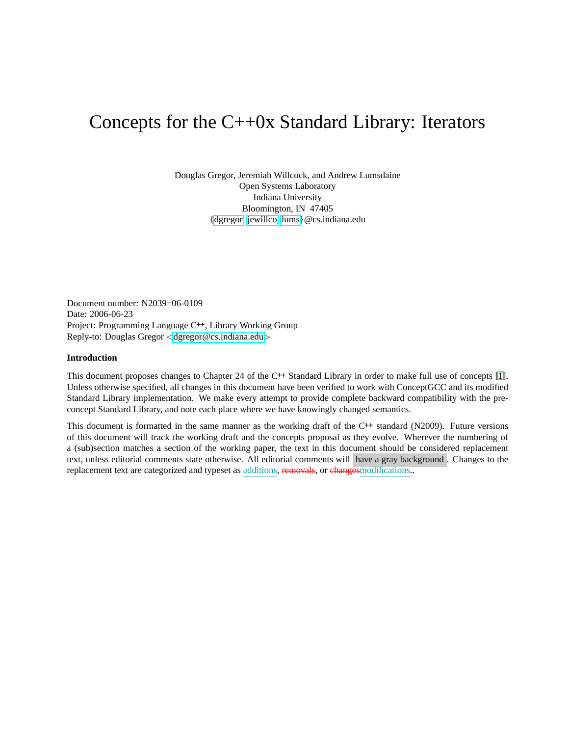# Concepts for the C++0x Standard Library: Iterators

Douglas Gregor, Jeremiah Willcock, and Andrew Lumsdaine
Open Systems Laboratory
Indiana University
Bloomington, IN 47405
{dgregor, jewillco, lums}@cs.indiana.edu

Document number: N2039=06-0109
Date: 2006-06-23
Project: Programming Language C++, Library Working Group
Reply-to: Douglas Gregor <dgregor@cs.indiana.edu>

**Introduction**

This document proposes changes to Chapter 24 of the C++ Standard Library in order to make full use of concepts [1]. Unless otherwise specified, all changes in this document have been verified to work with ConceptGCC and its modified Standard Library implementation. We make every attempt to provide complete backward compatibility with the pre-concept Standard Library, and note each place where we have knowingly changed semantics.

This document is formatted in the same manner as the working draft of the C++ standard (N2009). Future versions of this document will track the working draft and the concepts proposal as they evolve. Wherever the numbering of a (sub)section matches a section of the working paper, the text in this document should be considered replacement text, unless editorial comments state otherwise. All editorial comments will have a gray background. Changes to the replacement text are categorized and typeset as additions, ~~removals~~, or ~~changes~~modifications..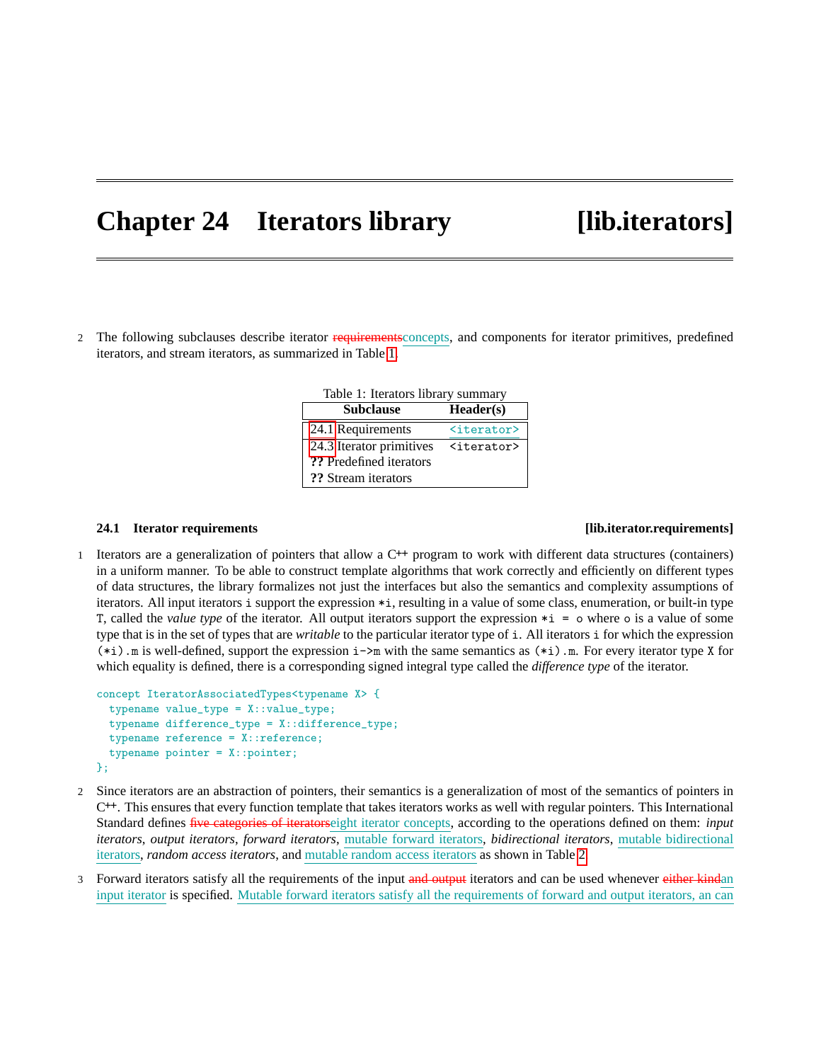# Chapter 24 Iterators library [lib.iterators]

2 The following subclauses describe iterator ~~requirements~~concepts, and components for iterator primitives, predefined iterators, and stream iterators, as summarized in Table 1.

Table 1: Iterators library summary

| Subclause | Header(s) |
|---|---|
| 24.1 Requirements | `<iterator>` |
| 24.3 Iterator primitives | `<iterator>` |
| ?? Predefined iterators | |
| ?? Stream iterators | |

### 24.1 Iterator requirements [lib.iterator.requirements]

1 Iterators are a generalization of pointers that allow a C++ program to work with different data structures (containers) in a uniform manner. To be able to construct template algorithms that work correctly and efficiently on different types of data structures, the library formalizes not just the interfaces but also the semantics and complexity assumptions of iterators. All input iterators `i` support the expression `*i`, resulting in a value of some class, enumeration, or built-in type `T`, called the *value type* of the iterator. All output iterators support the expression `*i = o` where `o` is a value of some type that is in the set of types that are *writable* to the particular iterator type of `i`. All iterators `i` for which the expression `(*i).m` is well-defined, support the expression `i->m` with the same semantics as `(*i).m`. For every iterator type `X` for which equality is defined, there is a corresponding signed integral type called the *difference type* of the iterator.

```
concept IteratorAssociatedTypes<typename X> {
  typename value_type = X::value_type;
  typename difference_type = X::difference_type;
  typename reference = X::reference;
  typename pointer = X::pointer;
};
```

2 Since iterators are an abstraction of pointers, their semantics is a generalization of most of the semantics of pointers in C++. This ensures that every function template that takes iterators works as well with regular pointers. This International Standard defines ~~five categories of iterators~~eight iterator concepts, according to the operations defined on them: *input iterators*, *output iterators*, *forward iterators*, mutable forward iterators, *bidirectional iterators*, mutable bidirectional iterators, *random access iterators*, and mutable random access iterators as shown in Table 2.

3 Forward iterators satisfy all the requirements of the input ~~and output~~ iterators and can be used whenever ~~either kind~~an input iterator is specified. Mutable forward iterators satisfy all the requirements of forward and output iterators, an can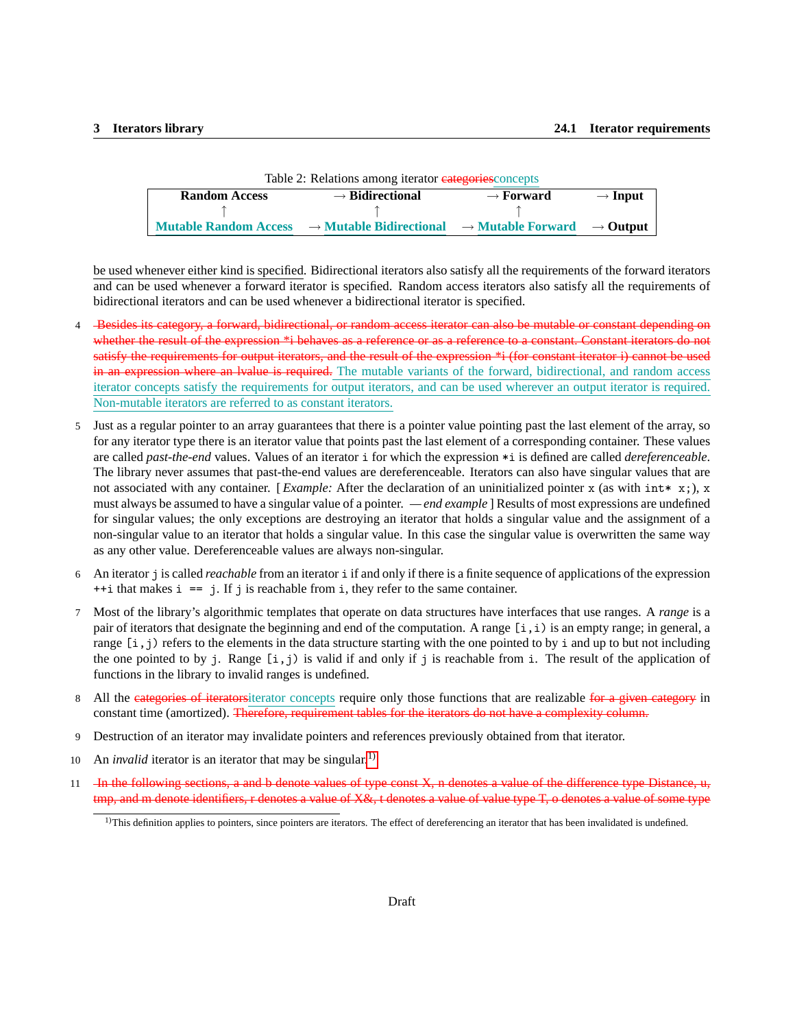Table 2: Relations among iterator ~~categories~~concepts

| | | | |
|---|---|---|---|
| **Random Access** | → **Bidirectional** | → **Forward** | → **Input** |
| ↑ | ↑ | ↑ | |
| **Mutable Random Access** | → **Mutable Bidirectional** | → **Mutable Forward** | → **Output** |

be used whenever either kind is specified. Bidirectional iterators also satisfy all the requirements of the forward iterators and can be used whenever a forward iterator is specified. Random access iterators also satisfy all the requirements of bidirectional iterators and can be used whenever a bidirectional iterator is specified.

4 ~~Besides its category, a forward, bidirectional, or random access iterator can also be mutable or constant depending on whether the result of the expression *i behaves as a reference or as a reference to a constant. Constant iterators do not satisfy the requirements for output iterators, and the result of the expression *i (for constant iterator i) cannot be used in an expression where an lvalue is required.~~ The mutable variants of the forward, bidirectional, and random access iterator concepts satisfy the requirements for output iterators, and can be used wherever an output iterator is required. Non-mutable iterators are referred to as constant iterators.

5 Just as a regular pointer to an array guarantees that there is a pointer value pointing past the last element of the array, so for any iterator type there is an iterator value that points past the last element of a corresponding container. These values are called *past-the-end* values. Values of an iterator `i` for which the expression `*i` is defined are called *dereferenceable*. The library never assumes that past-the-end values are dereferenceable. Iterators can also have singular values that are not associated with any container. [ *Example:* After the declaration of an uninitialized pointer `x` (as with `int* x;`), `x` must always be assumed to have a singular value of a pointer. — *end example* ] Results of most expressions are undefined for singular values; the only exceptions are destroying an iterator that holds a singular value and the assignment of a non-singular value to an iterator that holds a singular value. In this case the singular value is overwritten the same way as any other value. Dereferenceable values are always non-singular.

6 An iterator `j` is called *reachable* from an iterator `i` if and only if there is a finite sequence of applications of the expression `++i` that makes `i == j`. If `j` is reachable from `i`, they refer to the same container.

7 Most of the library's algorithmic templates that operate on data structures have interfaces that use ranges. A *range* is a pair of iterators that designate the beginning and end of the computation. A range `[i,i)` is an empty range; in general, a range `[i,j)` refers to the elements in the data structure starting with the one pointed to by `i` and up to but not including the one pointed to by `j`. Range `[i,j)` is valid if and only if `j` is reachable from `i`. The result of the application of functions in the library to invalid ranges is undefined.

8 All the ~~categories of iterators~~iterator concepts require only those functions that are realizable ~~for a given category~~ in constant time (amortized). ~~Therefore, requirement tables for the iterators do not have a complexity column.~~

9 Destruction of an iterator may invalidate pointers and references previously obtained from that iterator.

10 An *invalid* iterator is an iterator that may be singular.[1]

11 ~~In the following sections, a and b denote values of type const X, n denotes a value of the difference type Distance, u, tmp, and m denote identifiers, r denotes a value of X&, t denotes a value of value type T, o denotes a value of some type~~

[1] This definition applies to pointers, since pointers are iterators. The effect of dereferencing an iterator that has been invalidated is undefined.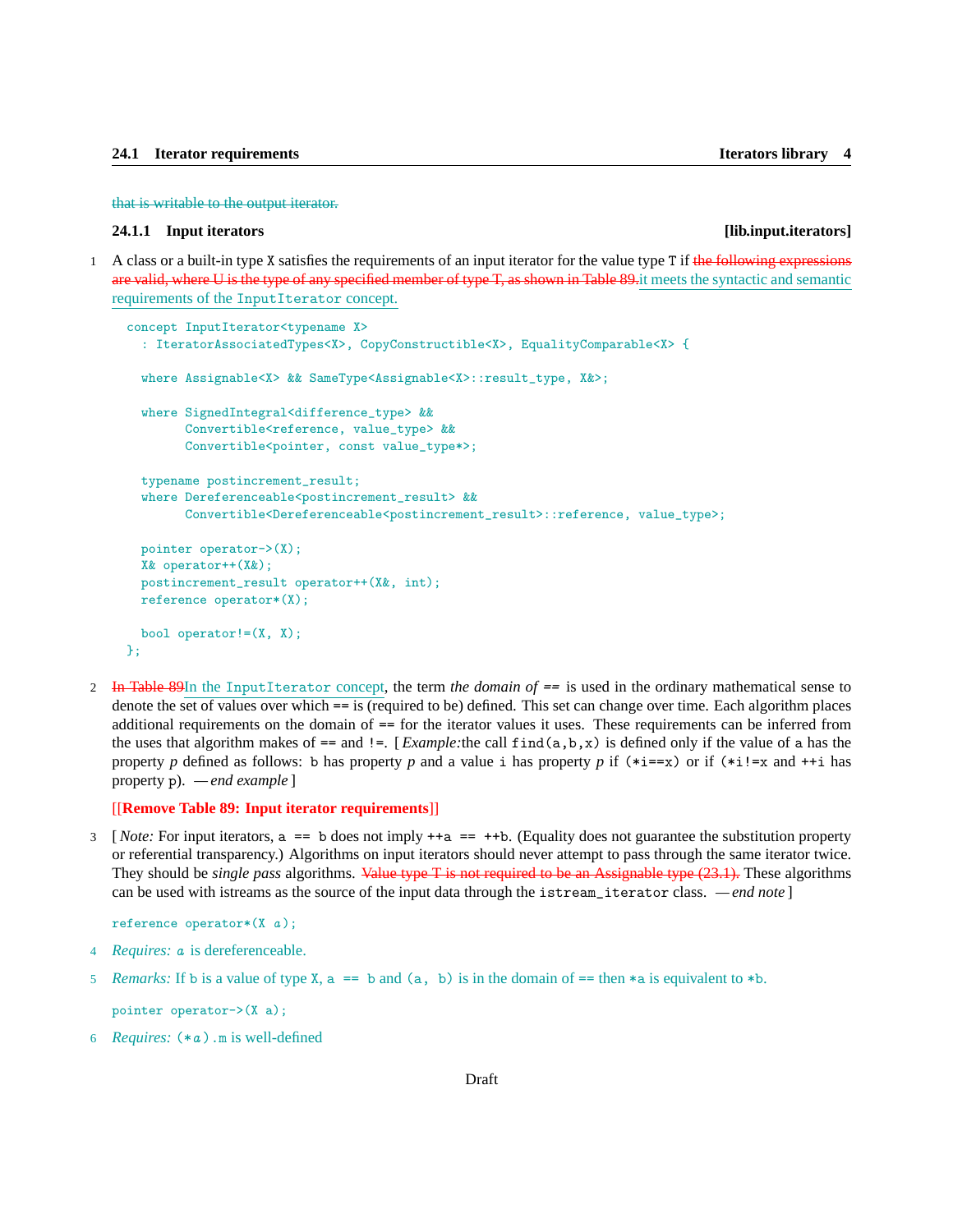~~that is writable to the output iterator.~~

### 24.1.1 Input iterators [lib.input.iterators]

1 A class or a built-in type X satisfies the requirements of an input iterator for the value type T if ~~the following expressions are valid, where U is the type of any specified member of type T, as shown in Table 89.~~it meets the syntactic and semantic requirements of the InputIterator concept.

```
concept InputIterator<typename X>
  : IteratorAssociatedTypes<X>, CopyConstructible<X>, EqualityComparable<X> {

  where Assignable<X> && SameType<Assignable<X>::result_type, X&>;

  where SignedIntegral<difference_type> &&
        Convertible<reference, value_type> &&
        Convertible<pointer, const value_type*>;

  typename postincrement_result;
  where Dereferenceable<postincrement_result> &&
        Convertible<Dereferenceable<postincrement_result>::reference, value_type>;

  pointer operator->(X);
  X& operator++(X&);
  postincrement_result operator++(X&, int);
  reference operator*(X);

  bool operator!=(X, X);
};
```

2 ~~In Table 89~~In the InputIterator concept, the term *the domain of* == is used in the ordinary mathematical sense to denote the set of values over which == is (required to be) defined. This set can change over time. Each algorithm places additional requirements on the domain of == for the iterator values it uses. These requirements can be inferred from the uses that algorithm makes of == and !=. [ *Example:*the call find(a,b,x) is defined only if the value of a has the property *p* defined as follows: b has property *p* and a value i has property *p* if (*i==x) or if (*i!=x and ++i has property p). — *end example* ]

**[[Remove Table 89: Input iterator requirements]]**

3 [ *Note:* For input iterators, a == b does not imply ++a == ++b. (Equality does not guarantee the substitution property or referential transparency.) Algorithms on input iterators should never attempt to pass through the same iterator twice. They should be *single pass* algorithms. ~~Value type T is not required to be an Assignable type (23.1).~~ These algorithms can be used with istreams as the source of the input data through the istream_iterator class. — *end note* ]

```
reference operator*(X a);
```

4 *Requires:* *a* is dereferenceable.

5 *Remarks:* If b is a value of type X, a == b and (a, b) is in the domain of == then *a is equivalent to *b.

```
pointer operator->(X a);
```

6 *Requires:* (*a).m is well-defined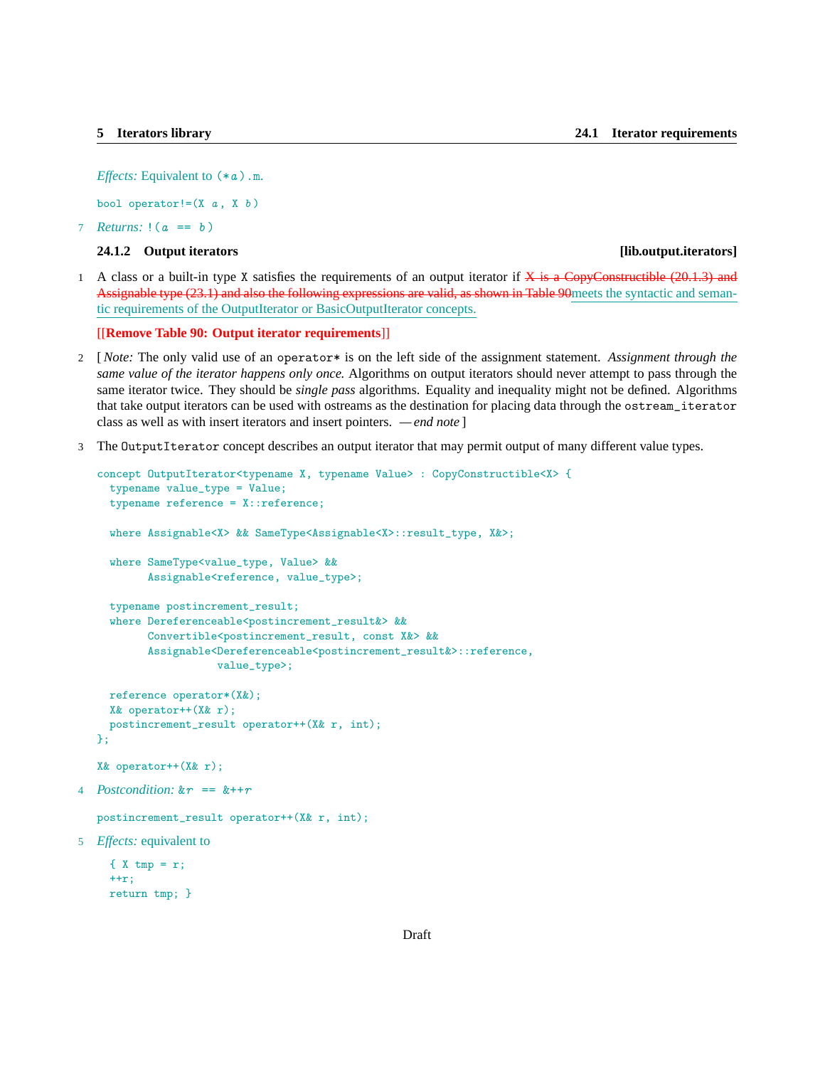*Effects:* Equivalent to `(*a).m`.

```
bool operator!=(X a, X b)
```

7 *Returns:* `!(a == b)`

### 24.1.2 Output iterators [lib.output.iterators]

1 A class or a built-in type `X` satisfies the requirements of an output iterator if ~~X is a CopyConstructible (20.1.3) and Assignable type (23.1) and also the following expressions are valid, as shown in Table 90~~meets the syntactic and semantic requirements of the OutputIterator or BasicOutputIterator concepts.

**[[Remove Table 90: Output iterator requirements]]**

2 [ *Note:* The only valid use of an `operator*` is on the left side of the assignment statement. *Assignment through the same value of the iterator happens only once.* Algorithms on output iterators should never attempt to pass through the same iterator twice. They should be *single pass* algorithms. Equality and inequality might not be defined. Algorithms that take output iterators can be used with ostreams as the destination for placing data through the `ostream_iterator` class as well as with insert iterators and insert pointers. — *end note* ]

3 The `OutputIterator` concept describes an output iterator that may permit output of many different value types.

```
concept OutputIterator<typename X, typename Value> : CopyConstructible<X> {
  typename value_type = Value;
  typename reference = X::reference;

  where Assignable<X> && SameType<Assignable<X>::result_type, X&>;

  where SameType<value_type, Value> &&
        Assignable<reference, value_type>;

  typename postincrement_result;
  where Dereferenceable<postincrement_result&> &&
        Convertible<postincrement_result, const X&> &&
        Assignable<Dereferenceable<postincrement_result&>::reference,
                   value_type>;

  reference operator*(X&);
  X& operator++(X& r);
  postincrement_result operator++(X& r, int);
};
```

```
X& operator++(X& r);
```

4 *Postcondition:* `&r == &++r`

```
postincrement_result operator++(X& r, int);
```

5 *Effects:* equivalent to

```
{ X tmp = r;
++r;
return tmp; }
```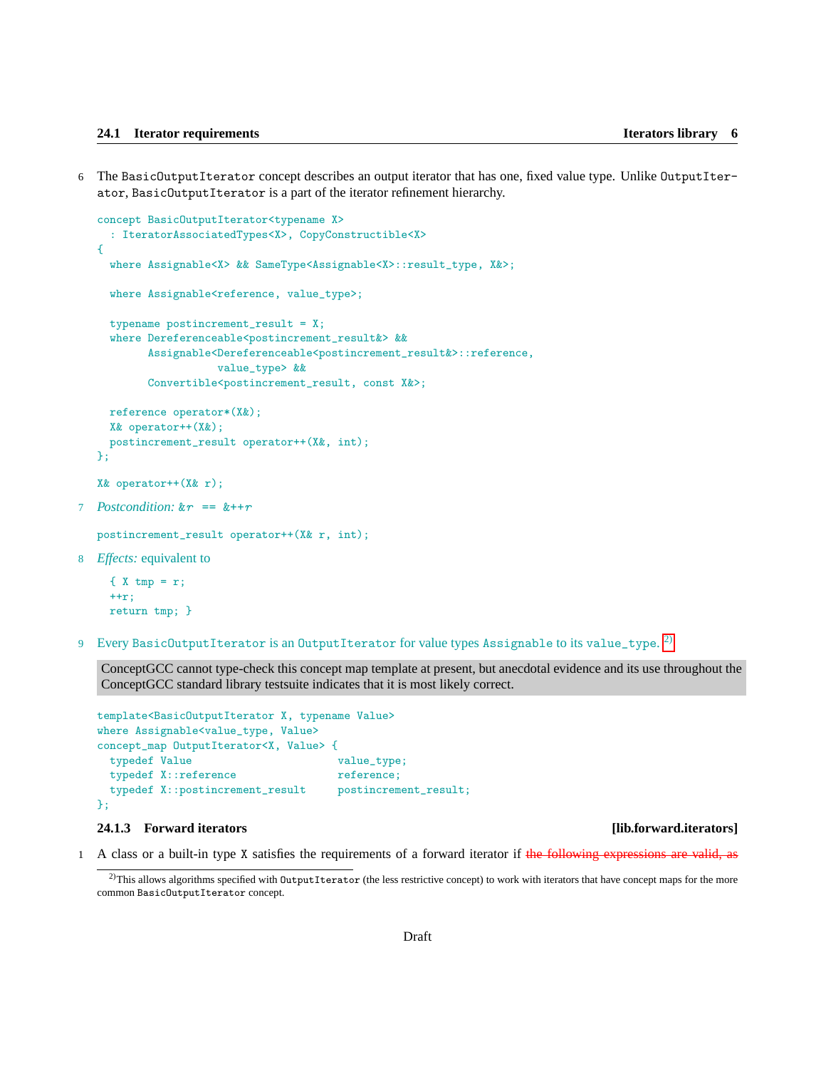6 The `BasicOutputIterator` concept describes an output iterator that has one, fixed value type. Unlike `OutputIterator`, `BasicOutputIterator` is a part of the iterator refinement hierarchy.

```
concept BasicOutputIterator<typename X>
  : IteratorAssociatedTypes<X>, CopyConstructible<X>
{
  where Assignable<X> && SameType<Assignable<X>::result_type, X&>;

  where Assignable<reference, value_type>;

  typename postincrement_result = X;
  where Dereferenceable<postincrement_result&> &&
        Assignable<Dereferenceable<postincrement_result&>::reference,
                   value_type> &&
        Convertible<postincrement_result, const X&>;

  reference operator*(X&);
  X& operator++(X&);
  postincrement_result operator++(X&, int);
};
```

```
X& operator++(X& r);
```

7 *Postcondition:* `&r == &++r`

```
postincrement_result operator++(X& r, int);
```

8 *Effects:* equivalent to

```
{ X tmp = r;
++r;
return tmp; }
```

9 Every `BasicOutputIterator` is an `OutputIterator` for value types `Assignable` to its `value_type`. [2]

ConceptGCC cannot type-check this concept map template at present, but anecdotal evidence and its use throughout the ConceptGCC standard library testsuite indicates that it is most likely correct.

```
template<BasicOutputIterator X, typename Value>
where Assignable<value_type, Value>
concept_map OutputIterator<X, Value> {
  typedef Value                       value_type;
  typedef X::reference                reference;
  typedef X::postincrement_result     postincrement_result;
};
```

### 24.1.3 Forward iterators [lib.forward.iterators]

1 A class or a built-in type `X` satisfies the requirements of a forward iterator if ~~the following expressions are valid, as~~

---

[2] This allows algorithms specified with `OutputIterator` (the less restrictive concept) to work with iterators that have concept maps for the more common `BasicOutputIterator` concept.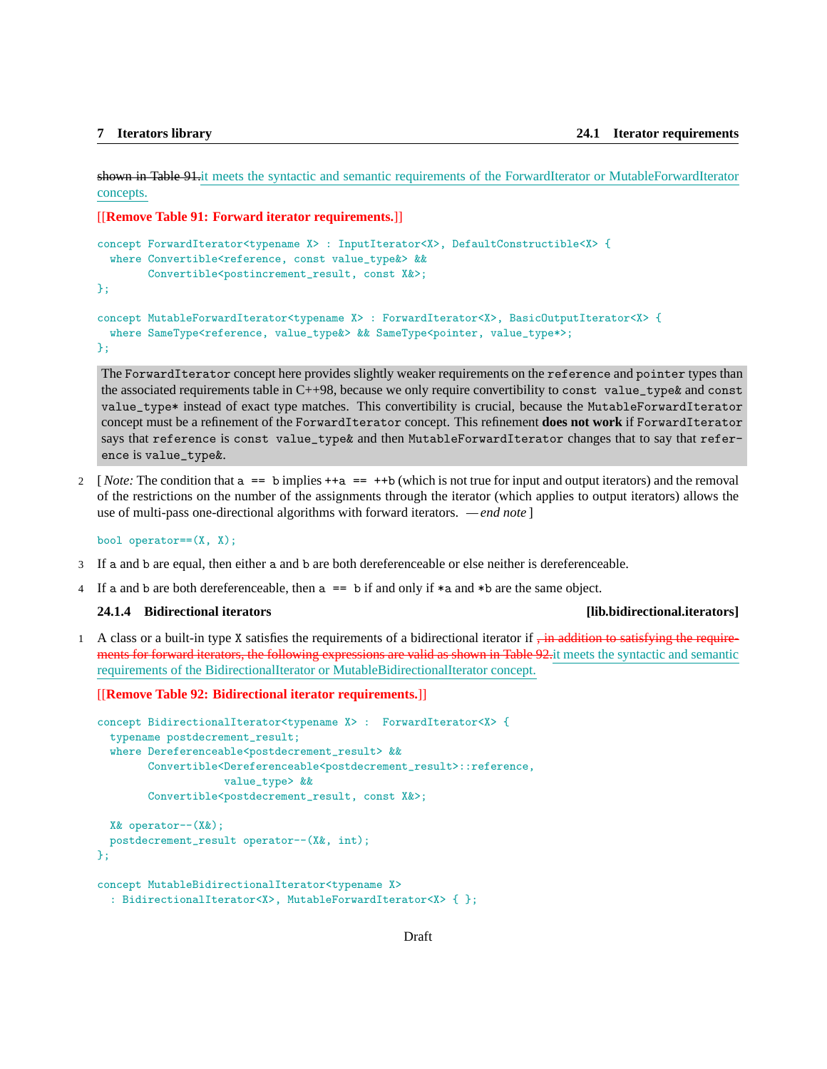~~shown in Table 91.~~it meets the syntactic and semantic requirements of the ForwardIterator or MutableForwardIterator concepts.

**[[Remove Table 91: Forward iterator requirements.]]**

```
concept ForwardIterator<typename X> : InputIterator<X>, DefaultConstructible<X> {
  where Convertible<reference, const value_type&> &&
        Convertible<postincrement_result, const X&>;
};

concept MutableForwardIterator<typename X> : ForwardIterator<X>, BasicOutputIterator<X> {
  where SameType<reference, value_type&> && SameType<pointer, value_type*>;
};
```

The `ForwardIterator` concept here provides slightly weaker requirements on the `reference` and `pointer` types than the associated requirements table in C++98, because we only require convertibility to `const value_type&` and `const value_type*` instead of exact type matches. This convertibility is crucial, because the `MutableForwardIterator` concept must be a refinement of the `ForwardIterator` concept. This refinement **does not work** if `ForwardIterator` says that `reference` is `const value_type&` and then `MutableForwardIterator` changes that to say that `reference` is `value_type&`.

2 [ *Note:* The condition that `a == b` implies `++a == ++b` (which is not true for input and output iterators) and the removal of the restrictions on the number of the assignments through the iterator (which applies to output iterators) allows the use of multi-pass one-directional algorithms with forward iterators. —*end note* ]

```
bool operator==(X, X);
```

3 If `a` and `b` are equal, then either `a` and `b` are both dereferenceable or else neither is dereferenceable.

4 If `a` and `b` are both dereferenceable, then `a == b` if and only if `*a` and `*b` are the same object.

### 24.1.4 Bidirectional iterators [lib.bidirectional.iterators]

1 A class or a built-in type `X` satisfies the requirements of a bidirectional iterator if ~~, in addition to satisfying the requirements for forward iterators, the following expressions are valid as shown in Table 92.~~it meets the syntactic and semantic requirements of the BidirectionalIterator or MutableBidirectionalIterator concept.

**[[Remove Table 92: Bidirectional iterator requirements.]]**

```
concept BidirectionalIterator<typename X> :  ForwardIterator<X> {
  typename postdecrement_result;
  where Dereferenceable<postdecrement_result> &&
        Convertible<Dereferenceable<postdecrement_result>::reference,
                    value_type> &&
        Convertible<postdecrement_result, const X&>;

  X& operator--(X&);
  postdecrement_result operator--(X&, int);
};

concept MutableBidirectionalIterator<typename X>
  : BidirectionalIterator<X>, MutableForwardIterator<X> { };
```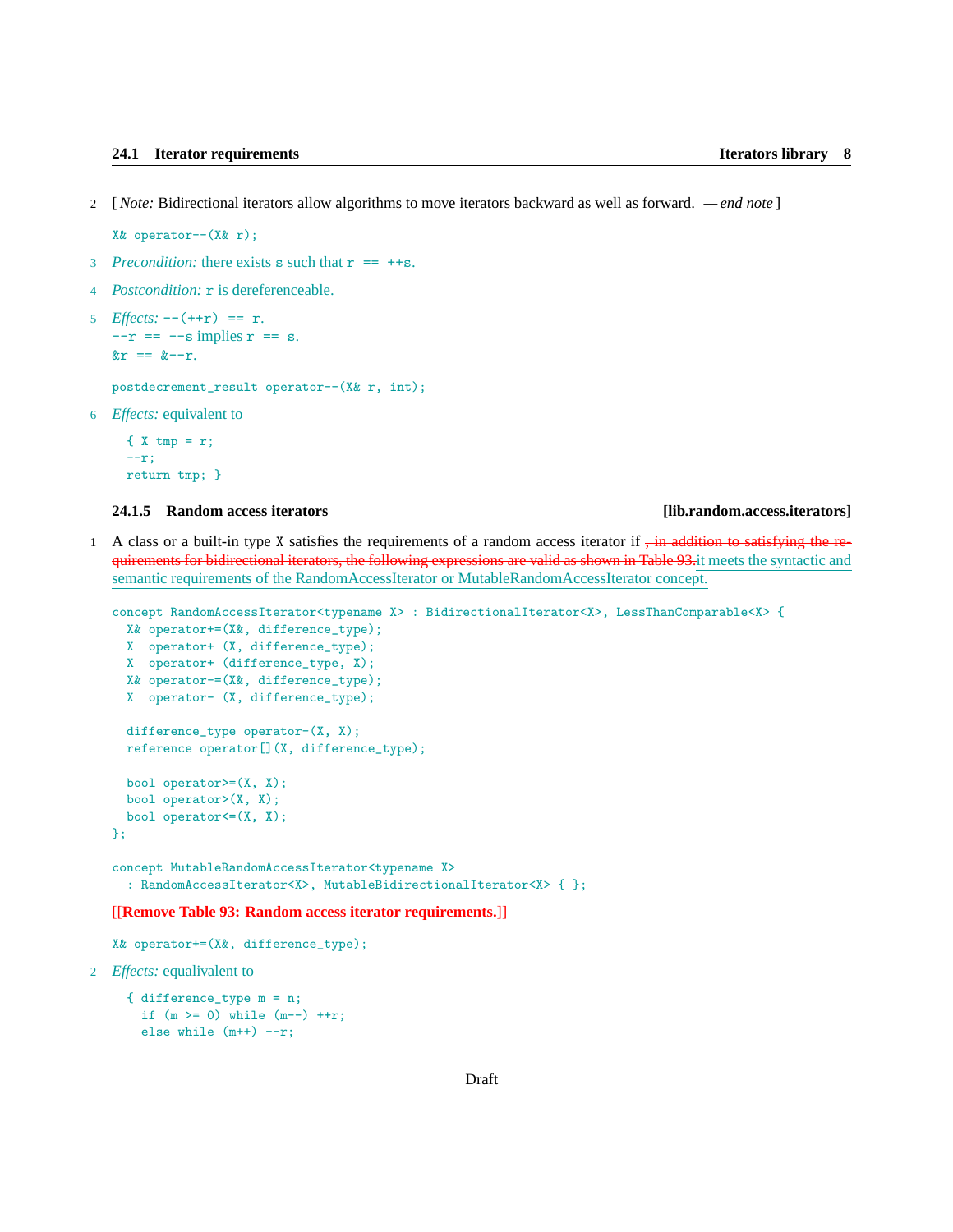2 [ *Note:* Bidirectional iterators allow algorithms to move iterators backward as well as forward. — *end note* ]

```
X& operator--(X& r);
```

3 *Precondition:* there exists `s` such that `r == ++s`.

4 *Postcondition:* `r` is dereferenceable.

5 *Effects:* `--(++r) == r`.
`--r == --s` implies `r == s`.
`&r == &--r`.

```
postdecrement_result operator--(X& r, int);
```

6 *Effects:* equivalent to

```
{ X tmp = r;
--r;
return tmp; }
```

### 24.1.5 Random access iterators [lib.random.access.iterators]

1 A class or a built-in type `X` satisfies the requirements of a random access iterator if ~~, in addition to satisfying the requirements for bidirectional iterators, the following expressions are valid as shown in Table 93.~~ it meets the syntactic and semantic requirements of the RandomAccessIterator or MutableRandomAccessIterator concept.

```
concept RandomAccessIterator<typename X> : BidirectionalIterator<X>, LessThanComparable<X> {
  X& operator+=(X&, difference_type);
  X  operator+ (X, difference_type);
  X  operator+ (difference_type, X);
  X& operator-=(X&, difference_type);
  X  operator- (X, difference_type);

  difference_type operator-(X, X);
  reference operator[](X, difference_type);

  bool operator>=(X, X);
  bool operator>(X, X);
  bool operator<=(X, X);
};

concept MutableRandomAccessIterator<typename X>
  : RandomAccessIterator<X>, MutableBidirectionalIterator<X> { };
```

**[[Remove Table 93: Random access iterator requirements.]]**

```
X& operator+=(X&, difference_type);
```

2 *Effects:* equalivalent to

```
{ difference_type m = n;
  if (m >= 0) while (m--) ++r;
  else while (m++) --r;
```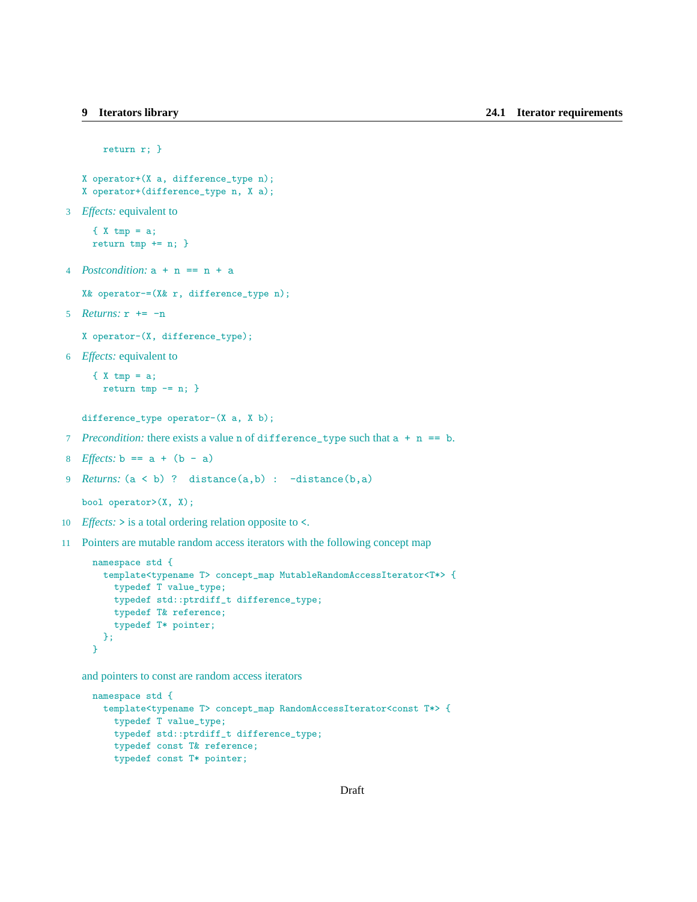```
  return r; }
```

```
X operator+(X a, difference_type n);
X operator+(difference_type n, X a);
```

3 *Effects:* equivalent to

```
{ X tmp = a;
return tmp += n; }
```

4 *Postcondition:* `a + n == n + a`

```
X& operator-=(X& r, difference_type n);
```

5 *Returns:* `r += -n`

```
X operator-(X, difference_type);
```

6 *Effects:* equivalent to

```
{ X tmp = a;
  return tmp -= n; }
```

```
difference_type operator-(X a, X b);
```

7 *Precondition:* there exists a value `n` of `difference_type` such that `a + n == b`.

8 *Effects:* `b == a + (b - a)`

9 *Returns:* `(a < b) ? distance(a,b) : -distance(b,a)`

```
bool operator>(X, X);
```

10 *Effects:* `>` is a total ordering relation opposite to `<`.

11 Pointers are mutable random access iterators with the following concept map

```
namespace std {
  template<typename T> concept_map MutableRandomAccessIterator<T*> {
    typedef T value_type;
    typedef std::ptrdiff_t difference_type;
    typedef T& reference;
    typedef T* pointer;
  };
}
```

and pointers to const are random access iterators

```
namespace std {
  template<typename T> concept_map RandomAccessIterator<const T*> {
    typedef T value_type;
    typedef std::ptrdiff_t difference_type;
    typedef const T& reference;
    typedef const T* pointer;
```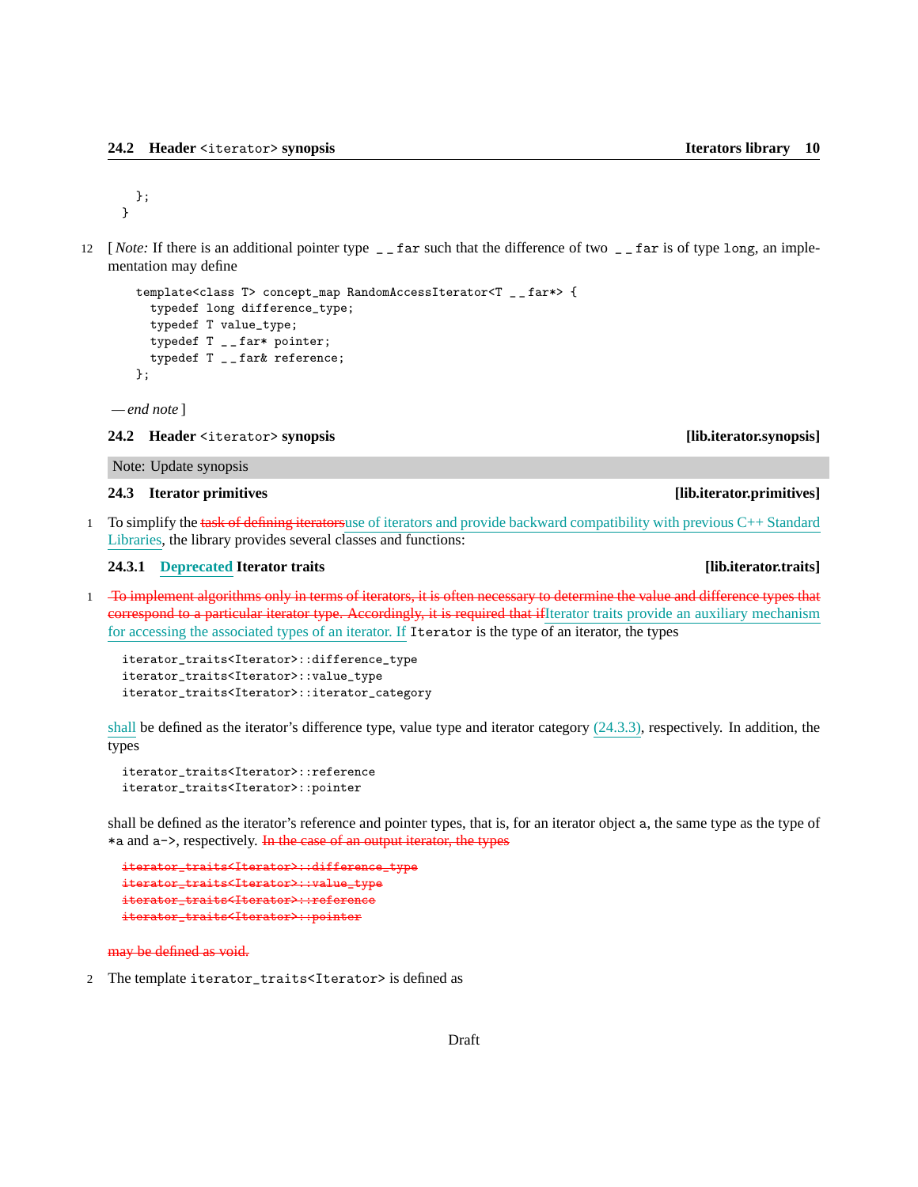```
  };
}
```

12 [ *Note:* If there is an additional pointer type `__far` such that the difference of two `__far` is of type `long`, an implementation may define

```
template<class T> concept_map RandomAccessIterator<T __far*> {
  typedef long difference_type;
  typedef T value_type;
  typedef T __far* pointer;
  typedef T __far& reference;
};
```

*— end note* ]

## 24.2 Header `<iterator>` synopsis [lib.iterator.synopsis]

Note: Update synopsis

## 24.3 Iterator primitives [lib.iterator.primitives]

1 To simplify the ~~task of defining iterators~~use of iterators and provide backward compatibility with previous C++ Standard Libraries, the library provides several classes and functions:

### 24.3.1 Deprecated Iterator traits [lib.iterator.traits]

1 ~~To implement algorithms only in terms of iterators, it is often necessary to determine the value and difference types that correspond to a particular iterator type. Accordingly, it is required that if~~Iterator traits provide an auxiliary mechanism for accessing the associated types of an iterator. If `Iterator` is the type of an iterator, the types

```
iterator_traits<Iterator>::difference_type
iterator_traits<Iterator>::value_type
iterator_traits<Iterator>::iterator_category
```

shall be defined as the iterator's difference type, value type and iterator category (24.3.3), respectively. In addition, the types

```
iterator_traits<Iterator>::reference
iterator_traits<Iterator>::pointer
```

shall be defined as the iterator's reference and pointer types, that is, for an iterator object `a`, the same type as the type of `*a` and `a->`, respectively. ~~In the case of an output iterator, the types~~

```
iterator_traits<Iterator>::difference_type
iterator_traits<Iterator>::value_type
iterator_traits<Iterator>::reference
iterator_traits<Iterator>::pointer
```

~~may be defined as void.~~

2 The template `iterator_traits<Iterator>` is defined as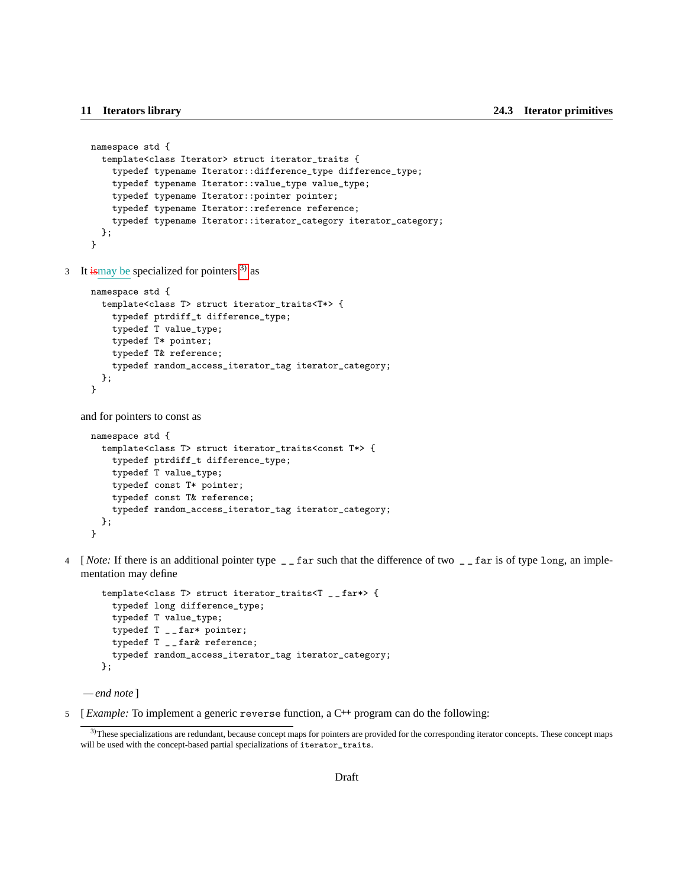```
namespace std {
  template<class Iterator> struct iterator_traits {
    typedef typename Iterator::difference_type difference_type;
    typedef typename Iterator::value_type value_type;
    typedef typename Iterator::pointer pointer;
    typedef typename Iterator::reference reference;
    typedef typename Iterator::iterator_category iterator_category;
  };
}
```

3 It ~~is~~may be specialized for pointers[3] as

```
namespace std {
  template<class T> struct iterator_traits<T*> {
    typedef ptrdiff_t difference_type;
    typedef T value_type;
    typedef T* pointer;
    typedef T& reference;
    typedef random_access_iterator_tag iterator_category;
  };
}
```

and for pointers to const as

```
namespace std {
  template<class T> struct iterator_traits<const T*> {
    typedef ptrdiff_t difference_type;
    typedef T value_type;
    typedef const T* pointer;
    typedef const T& reference;
    typedef random_access_iterator_tag iterator_category;
  };
}
```

4 [ *Note:* If there is an additional pointer type `__far` such that the difference of two `__far` is of type `long`, an implementation may define

```
template<class T> struct iterator_traits<T __far*> {
  typedef long difference_type;
  typedef T value_type;
  typedef T __far* pointer;
  typedef T __far& reference;
  typedef random_access_iterator_tag iterator_category;
};
```

— *end note* ]

5 [ *Example:* To implement a generic `reverse` function, a C++ program can do the following:

[3] These specializations are redundant, because concept maps for pointers are provided for the corresponding iterator concepts. These concept maps will be used with the concept-based partial specializations of `iterator_traits`.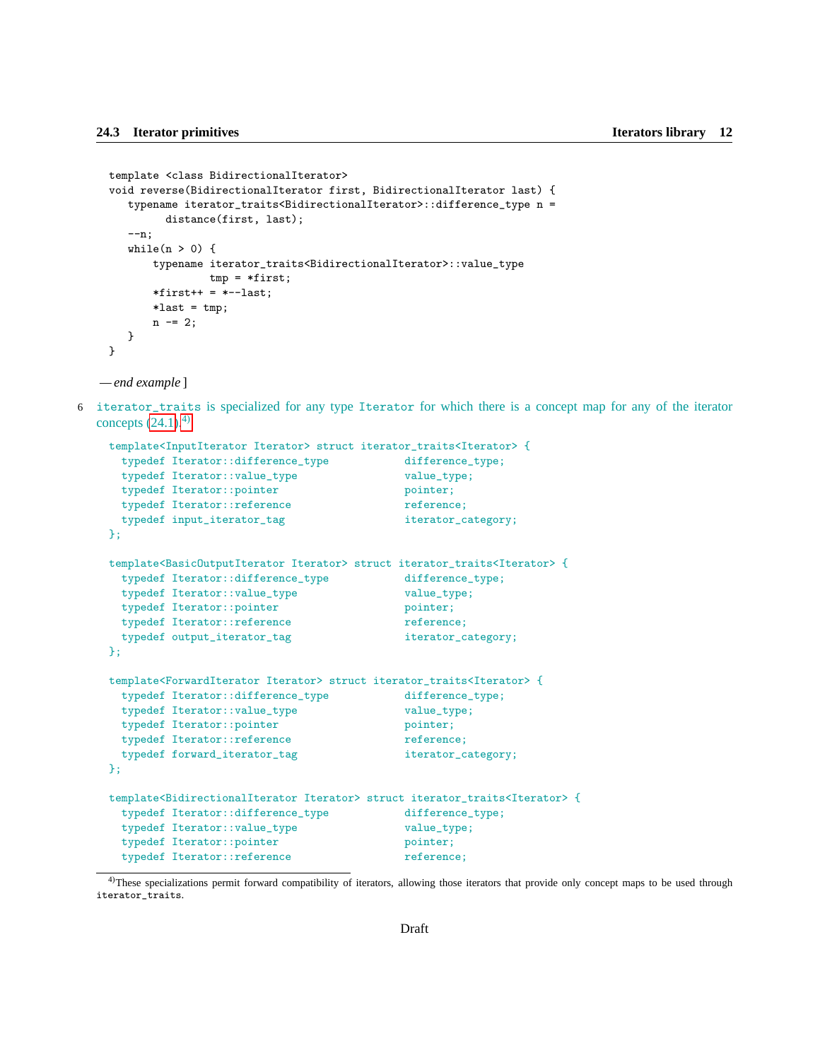```
template <class BidirectionalIterator>
void reverse(BidirectionalIterator first, BidirectionalIterator last) {
   typename iterator_traits<BidirectionalIterator>::difference_type n =
         distance(first, last);
   --n;
   while(n > 0) {
       typename iterator_traits<BidirectionalIterator>::value_type
               tmp = *first;
       *first++ = *--last;
       *last = tmp;
       n -= 2;
   }
}
```

— *end example* ]

6 `iterator_traits` is specialized for any type `Iterator` for which there is a concept map for any of the iterator concepts (24.1).[4]

```
template<InputIterator Iterator> struct iterator_traits<Iterator> {
  typedef Iterator::difference_type           difference_type;
  typedef Iterator::value_type                value_type;
  typedef Iterator::pointer                   pointer;
  typedef Iterator::reference                 reference;
  typedef input_iterator_tag                  iterator_category;
};

template<BasicOutputIterator Iterator> struct iterator_traits<Iterator> {
  typedef Iterator::difference_type           difference_type;
  typedef Iterator::value_type                value_type;
  typedef Iterator::pointer                   pointer;
  typedef Iterator::reference                 reference;
  typedef output_iterator_tag                 iterator_category;
};

template<ForwardIterator Iterator> struct iterator_traits<Iterator> {
  typedef Iterator::difference_type           difference_type;
  typedef Iterator::value_type                value_type;
  typedef Iterator::pointer                   pointer;
  typedef Iterator::reference                 reference;
  typedef forward_iterator_tag                iterator_category;
};

template<BidirectionalIterator Iterator> struct iterator_traits<Iterator> {
  typedef Iterator::difference_type           difference_type;
  typedef Iterator::value_type                value_type;
  typedef Iterator::pointer                   pointer;
  typedef Iterator::reference                 reference;
```

[4] These specializations permit forward compatibility of iterators, allowing those iterators that provide only concept maps to be used through `iterator_traits`.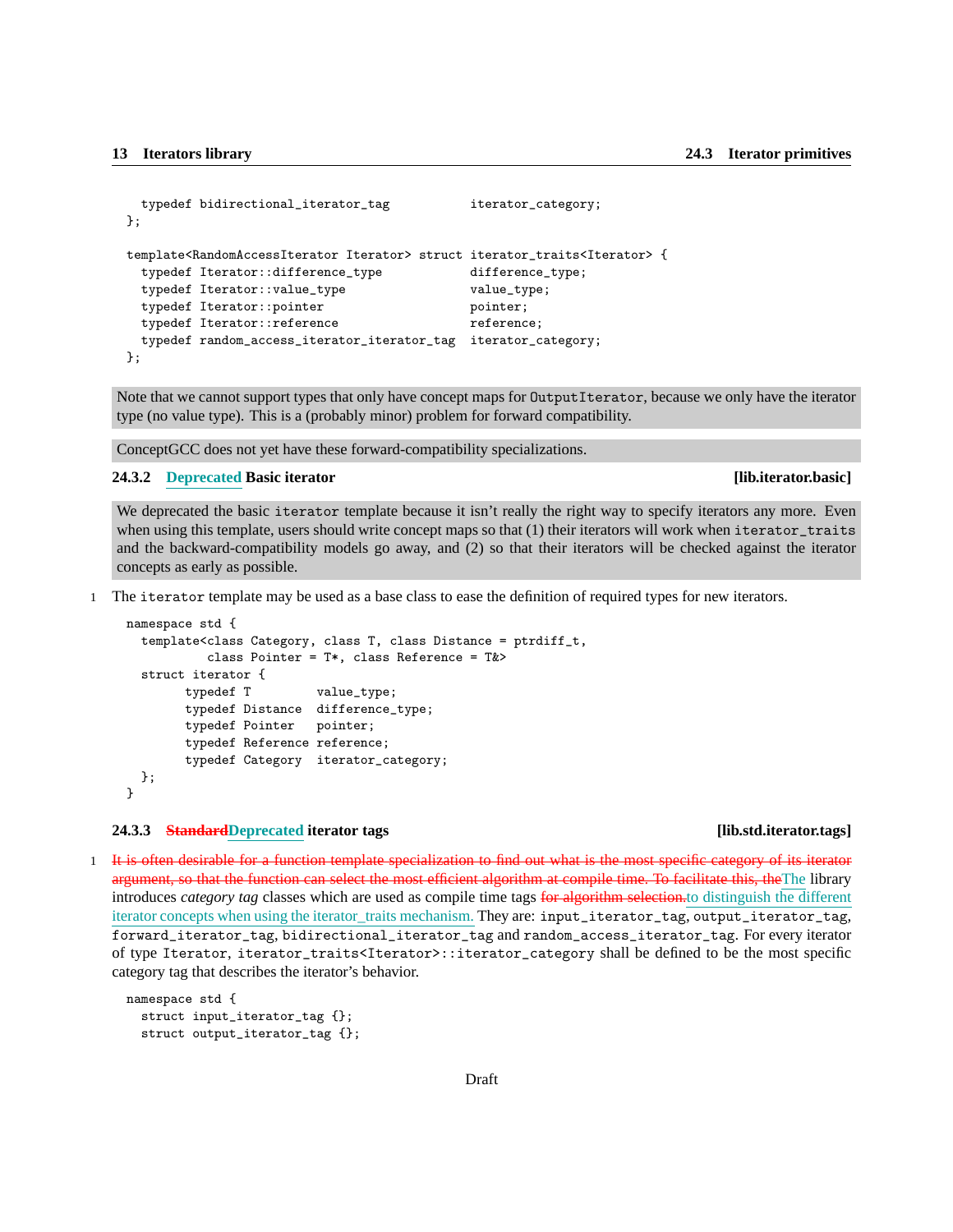```
    typedef bidirectional_iterator_tag           iterator_category;
};

template<RandomAccessIterator Iterator> struct iterator_traits<Iterator> {
    typedef Iterator::difference_type           difference_type;
    typedef Iterator::value_type                value_type;
    typedef Iterator::pointer                   pointer;
    typedef Iterator::reference                 reference;
    typedef random_access_iterator_iterator_tag iterator_category;
};
```

Note that we cannot support types that only have concept maps for `OutputIterator`, because we only have the iterator type (no value type). This is a (probably minor) problem for forward compatibility.

ConceptGCC does not yet have these forward-compatibility specializations.

### 24.3.2 Deprecated Basic iterator [lib.iterator.basic]

We deprecated the basic `iterator` template because it isn't really the right way to specify iterators any more. Even when using this template, users should write concept maps so that (1) their iterators will work when `iterator_traits` and the backward-compatibility models go away, and (2) so that their iterators will be checked against the iterator concepts as early as possible.

1 The `iterator` template may be used as a base class to ease the definition of required types for new iterators.

```
namespace std {
  template<class Category, class T, class Distance = ptrdiff_t,
           class Pointer = T*, class Reference = T&>
  struct iterator {
        typedef T         value_type;
        typedef Distance  difference_type;
        typedef Pointer   pointer;
        typedef Reference reference;
        typedef Category  iterator_category;
  };
}
```

### 24.3.3 ~~Standard~~Deprecated iterator tags [lib.std.iterator.tags]

1 ~~It is often desirable for a function template specialization to find out what is the most specific category of its iterator argument, so that the function can select the most efficient algorithm at compile time. To facilitate this, the~~The library introduces *category tag* classes which are used as compile time tags ~~for algorithm selection.~~to distinguish the different iterator concepts when using the iterator_traits mechanism. They are: `input_iterator_tag`, `output_iterator_tag`, `forward_iterator_tag`, `bidirectional_iterator_tag` and `random_access_iterator_tag`. For every iterator of type `Iterator`, `iterator_traits<Iterator>::iterator_category` shall be defined to be the most specific category tag that describes the iterator's behavior.

```
namespace std {
  struct input_iterator_tag {};
  struct output_iterator_tag {};
```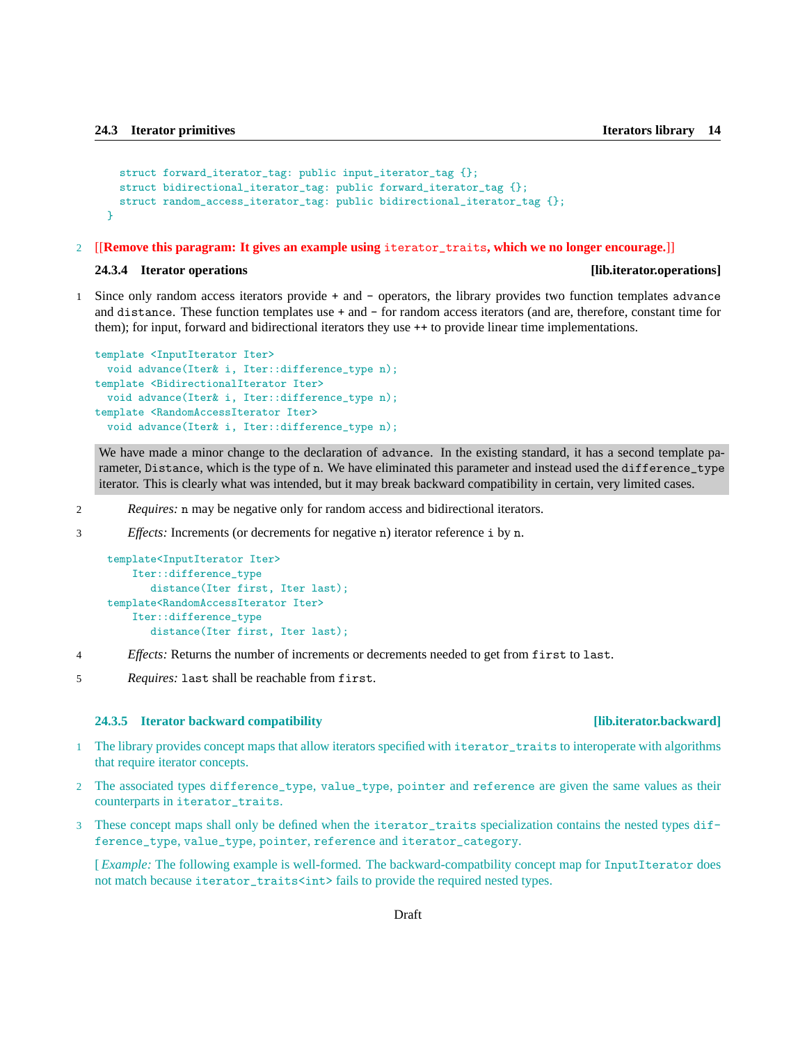```
  struct forward_iterator_tag: public input_iterator_tag {};
  struct bidirectional_iterator_tag: public forward_iterator_tag {};
  struct random_access_iterator_tag: public bidirectional_iterator_tag {};
}
```

2 [[**Remove this paragram: It gives an example using `iterator_traits`, which we no longer encourage.**]]

### 24.3.4 Iterator operations [lib.iterator.operations]

1 Since only random access iterators provide + and - operators, the library provides two function templates `advance` and `distance`. These function templates use + and - for random access iterators (and are, therefore, constant time for them); for input, forward and bidirectional iterators they use ++ to provide linear time implementations.

```
template <InputIterator Iter>
  void advance(Iter& i, Iter::difference_type n);
template <BidirectionalIterator Iter>
  void advance(Iter& i, Iter::difference_type n);
template <RandomAccessIterator Iter>
  void advance(Iter& i, Iter::difference_type n);
```

We have made a minor change to the declaration of `advance`. In the existing standard, it has a second template parameter, `Distance`, which is the type of `n`. We have eliminated this parameter and instead used the `difference_type` iterator. This is clearly what was intended, but it may break backward compatibility in certain, very limited cases.

2 *Requires:* `n` may be negative only for random access and bidirectional iterators.

3 *Effects:* Increments (or decrements for negative `n`) iterator reference `i` by `n`.

```
template<InputIterator Iter>
    Iter::difference_type
       distance(Iter first, Iter last);
template<RandomAccessIterator Iter>
    Iter::difference_type
       distance(Iter first, Iter last);
```

4 *Effects:* Returns the number of increments or decrements needed to get from `first` to `last`.

5 *Requires:* `last` shall be reachable from `first`.

### 24.3.5 Iterator backward compatibility [lib.iterator.backward]

1 The library provides concept maps that allow iterators specified with `iterator_traits` to interoperate with algorithms that require iterator concepts.

2 The associated types `difference_type`, `value_type`, `pointer` and `reference` are given the same values as their counterparts in `iterator_traits`.

3 These concept maps shall only be defined when the `iterator_traits` specialization contains the nested types `difference_type`, `value_type`, `pointer`, `reference` and `iterator_category`.

[ *Example:* The following example is well-formed. The backward-compatbility concept map for `InputIterator` does not match because `iterator_traits<int>` fails to provide the required nested types.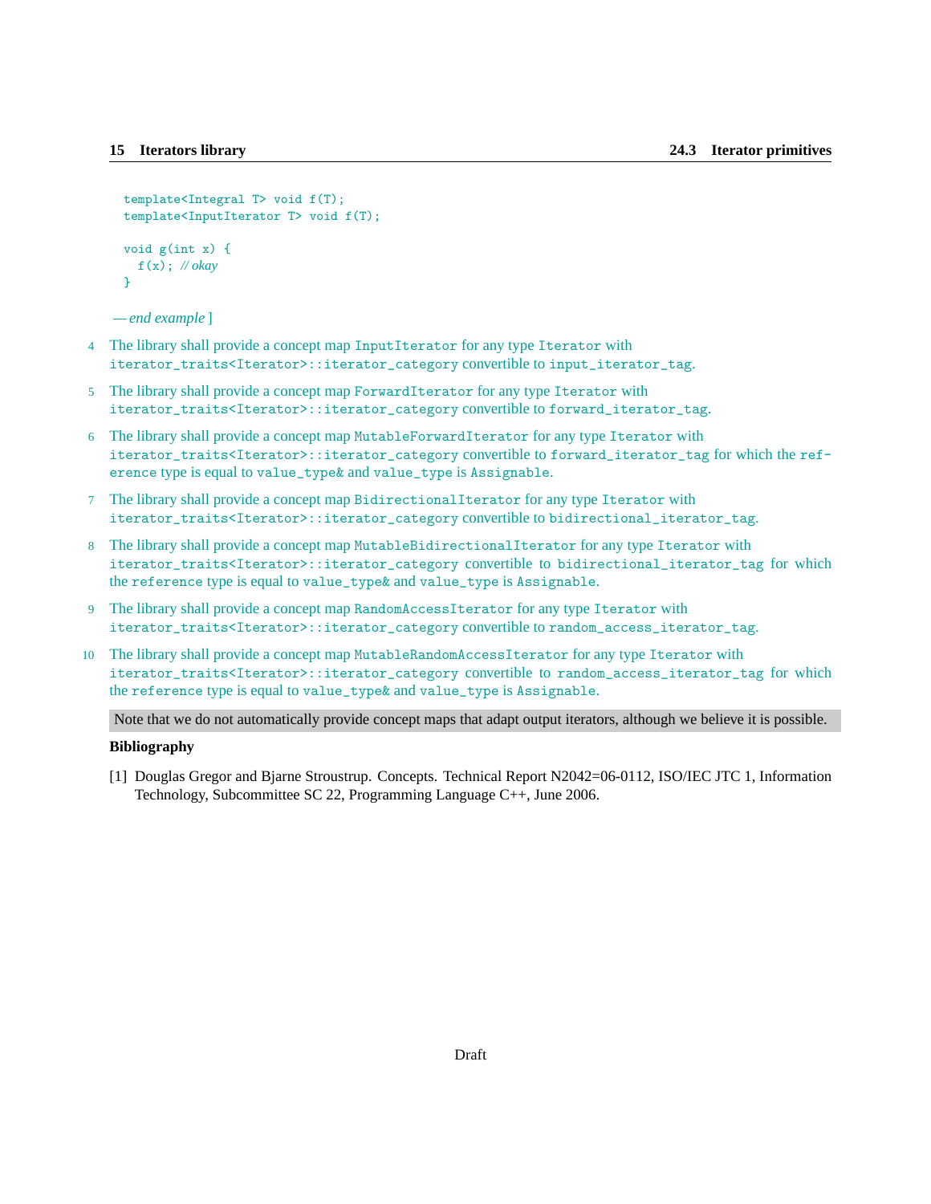```
template<Integral T> void f(T);
template<InputIterator T> void f(T);

void g(int x) {
  f(x); // okay
}
```

*— end example* ]

4 The library shall provide a concept map `InputIterator` for any type `Iterator` with `iterator_traits<Iterator>::iterator_category` convertible to `input_iterator_tag`.

5 The library shall provide a concept map `ForwardIterator` for any type `Iterator` with `iterator_traits<Iterator>::iterator_category` convertible to `forward_iterator_tag`.

6 The library shall provide a concept map `MutableForwardIterator` for any type `Iterator` with `iterator_traits<Iterator>::iterator_category` convertible to `forward_iterator_tag` for which the `reference` type is equal to `value_type&` and `value_type` is `Assignable`.

7 The library shall provide a concept map `BidirectionalIterator` for any type `Iterator` with `iterator_traits<Iterator>::iterator_category` convertible to `bidirectional_iterator_tag`.

8 The library shall provide a concept map `MutableBidirectionalIterator` for any type `Iterator` with `iterator_traits<Iterator>::iterator_category` convertible to `bidirectional_iterator_tag` for which the `reference` type is equal to `value_type&` and `value_type` is `Assignable`.

9 The library shall provide a concept map `RandomAccessIterator` for any type `Iterator` with `iterator_traits<Iterator>::iterator_category` convertible to `random_access_iterator_tag`.

10 The library shall provide a concept map `MutableRandomAccessIterator` for any type `Iterator` with `iterator_traits<Iterator>::iterator_category` convertible to `random_access_iterator_tag` for which the `reference` type is equal to `value_type&` and `value_type` is `Assignable`.

Note that we do not automatically provide concept maps that adapt output iterators, although we believe it is possible.

**Bibliography**

[1] Douglas Gregor and Bjarne Stroustrup. Concepts. Technical Report N2042=06-0112, ISO/IEC JTC 1, Information Technology, Subcommittee SC 22, Programming Language C++, June 2006.